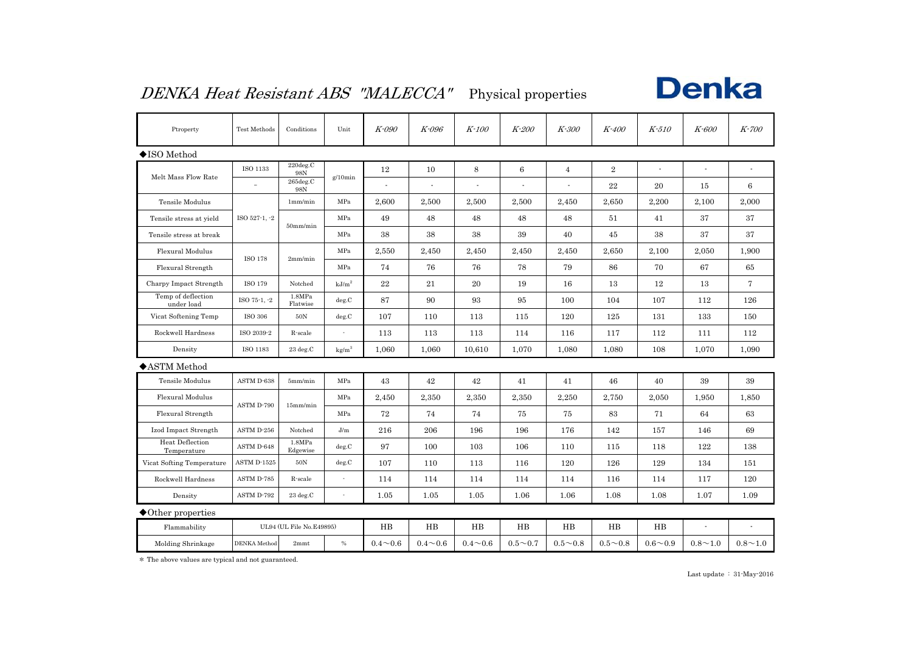# *DENKA Heat Resistant ABS "MALECCA"* Physical properties

Denka

| Ptroperty | Test Methods | Conditions | Unit | *K-090* | *K-096* | *K-100* | *K-200* | *K-300* | *K-400* | *K-510* | *K-600* | *K-700* |
|---|---|---|---|---|---|---|---|---|---|---|---|---|
| **◆ISO Method** | | | | | | | | | | | | |
| Melt Mass Flow Rate | ISO 1133 | 220deg.C 98N | g/10min | 12 | 10 | 8 | 6 | 4 | 2 | - | - | - |
| | - | 265deg.C 98N | | - | - | - | - | - | 22 | 20 | 15 | 6 |
| Tensile Modulus | ISO 527-1, -2 | 1mm/min | MPa | 2,600 | 2,500 | 2,500 | 2,500 | 2,450 | 2,650 | 2,200 | 2,100 | 2,000 |
| Tensile stress at yield | | 50mm/min | MPa | 49 | 48 | 48 | 48 | 48 | 51 | 41 | 37 | 37 |
| Tensile stress at break | | | MPa | 38 | 38 | 38 | 39 | 40 | 45 | 38 | 37 | 37 |
| Flexural Modulus | ISO 178 | 2mm/min | MPa | 2,550 | 2,450 | 2,450 | 2,450 | 2,450 | 2,650 | 2,100 | 2,050 | 1,900 |
| Flexural Strength | | | MPa | 74 | 76 | 76 | 78 | 79 | 86 | 70 | 67 | 65 |
| Charpy Impact Strength | ISO 179 | Notched | $kJ/m^2$ | 22 | 21 | 20 | 19 | 16 | 13 | 12 | 13 | 7 |
| Temp of deflection under load | ISO 75-1, -2 | 1.8MPa Flatwise | deg.C | 87 | 90 | 93 | 95 | 100 | 104 | 107 | 112 | 126 |
| Vicat Softening Temp | ISO 306 | 50N | deg.C | 107 | 110 | 113 | 115 | 120 | 125 | 131 | 133 | 150 |
| Rockwell Hardness | ISO 2039-2 | R-scale | - | 113 | 113 | 113 | 114 | 116 | 117 | 112 | 111 | 112 |
| Density | ISO 1183 | 23 deg.C | $kg/m^3$ | 1,060 | 1,060 | 10,610 | 1,070 | 1,080 | 1,080 | 108 | 1,070 | 1,090 |
| **◆ASTM Method** | | | | | | | | | | | | |
| Tensile Modulus | ASTM D-638 | 5mm/min | MPa | 43 | 42 | 42 | 41 | 41 | 46 | 40 | 39 | 39 |
| Flexural Modulus | ASTM D-790 | 15mm/min | MPa | 2,450 | 2,350 | 2,350 | 2,350 | 2,250 | 2,750 | 2,050 | 1,950 | 1,850 |
| Flexural Strength | | | MPa | 72 | 74 | 74 | 75 | 75 | 83 | 71 | 64 | 63 |
| Izod Impact Strength | ASTM D-256 | Notched | J/m | 216 | 206 | 196 | 196 | 176 | 142 | 157 | 146 | 69 |
| Heat Deflection Temperature | ASTM D-648 | 1.8MPa Edgewise | deg.C | 97 | 100 | 103 | 106 | 110 | 115 | 118 | 122 | 138 |
| Vicat Softing Temperature | ASTM D-1525 | 50N | deg.C | 107 | 110 | 113 | 116 | 120 | 126 | 129 | 134 | 151 |
| Rockwell Hardness | ASTM D-785 | R-scale | - | 114 | 114 | 114 | 114 | 114 | 116 | 114 | 117 | 120 |
| Density | ASTM D-792 | 23 deg.C | - | 1.05 | 1.05 | 1.05 | 1.06 | 1.06 | 1.08 | 1.08 | 1.07 | 1.09 |
| **◆Other properties** | | | | | | | | | | | | |
| Flammability | UL94 (UL File No.E49895) | | | HB | HB | HB | HB | HB | HB | HB | - | - |
| Molding Shrinkage | DENKA Method | 2mmt | % | 0.4～0.6 | 0.4～0.6 | 0.4～0.6 | 0.5～0.7 | 0.5～0.8 | 0.5～0.8 | 0.6～0.9 | 0.8～1.0 | 0.8～1.0 |

＊ The above values are typical and not guaranteed.

Last update ： 31-May-2016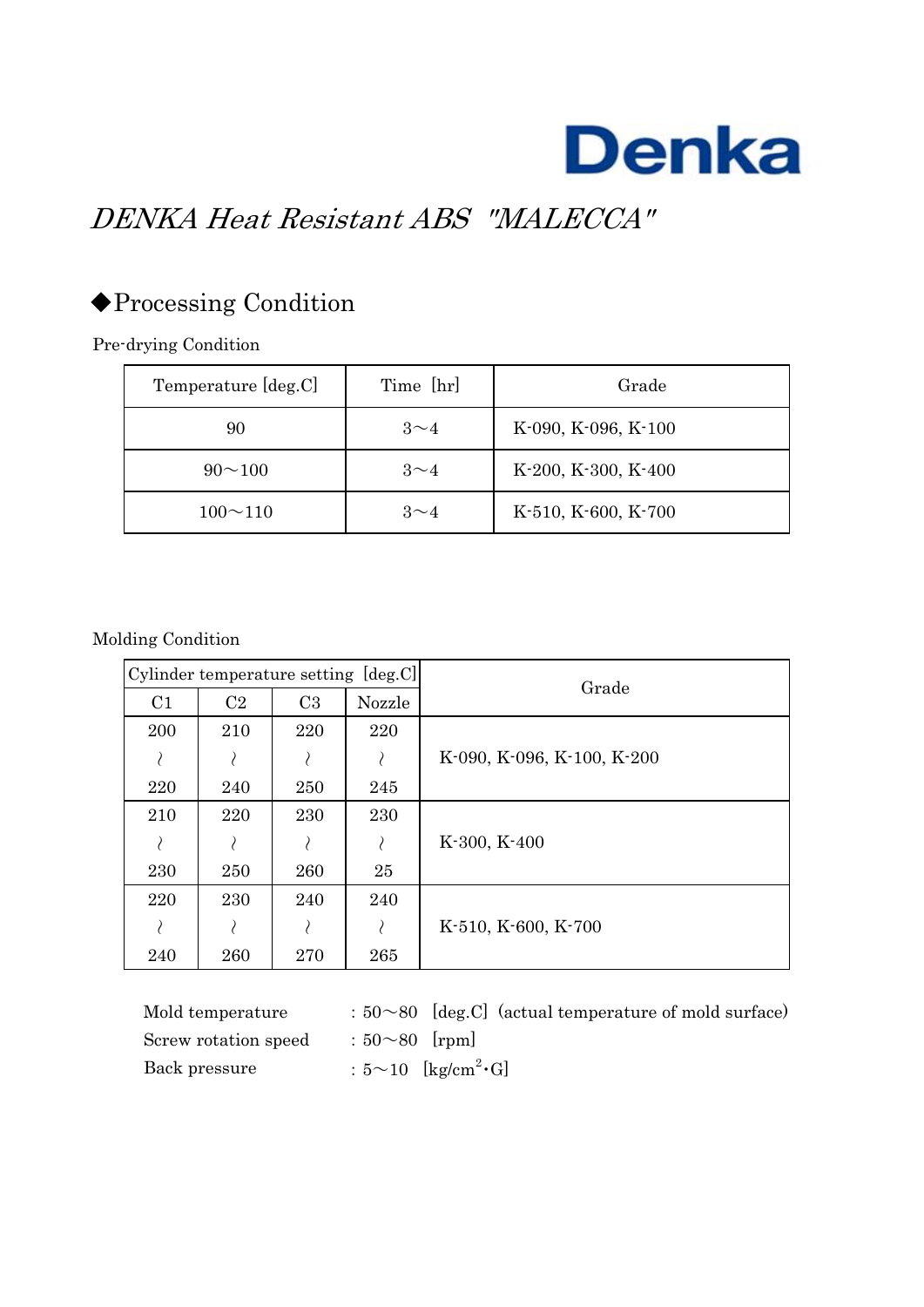Denka

*DENKA Heat Resistant ABS "MALECCA"*

## ◆Processing Condition

Pre-drying Condition

| Temperature [deg.C] | Time [hr] | Grade |
|---|---|---|
| 90 | 3～4 | K-090, K-096, K-100 |
| 90～100 | 3～4 | K-200, K-300, K-400 |
| 100～110 | 3～4 | K-510, K-600, K-700 |

Molding Condition

| Cylinder temperature setting [deg.C] | | | | Grade |
|---|---|---|---|---|
| C1 | C2 | C3 | Nozzle | |
| 200 ～ 220 | 210 ～ 240 | 220 ～ 250 | 220 ～ 245 | K-090, K-096, K-100, K-200 |
| 210 ～ 230 | 220 ～ 250 | 230 ～ 260 | 230 ～ 25 | K-300, K-400 |
| 220 ～ 240 | 230 ～ 260 | 240 ～ 270 | 240 ～ 265 | K-510, K-600, K-700 |

Mold temperature : 50～80 [deg.C] (actual temperature of mold surface)
Screw rotation speed : 50～80 [rpm]
Back pressure : 5～10 [$kg/cm^2$・G]